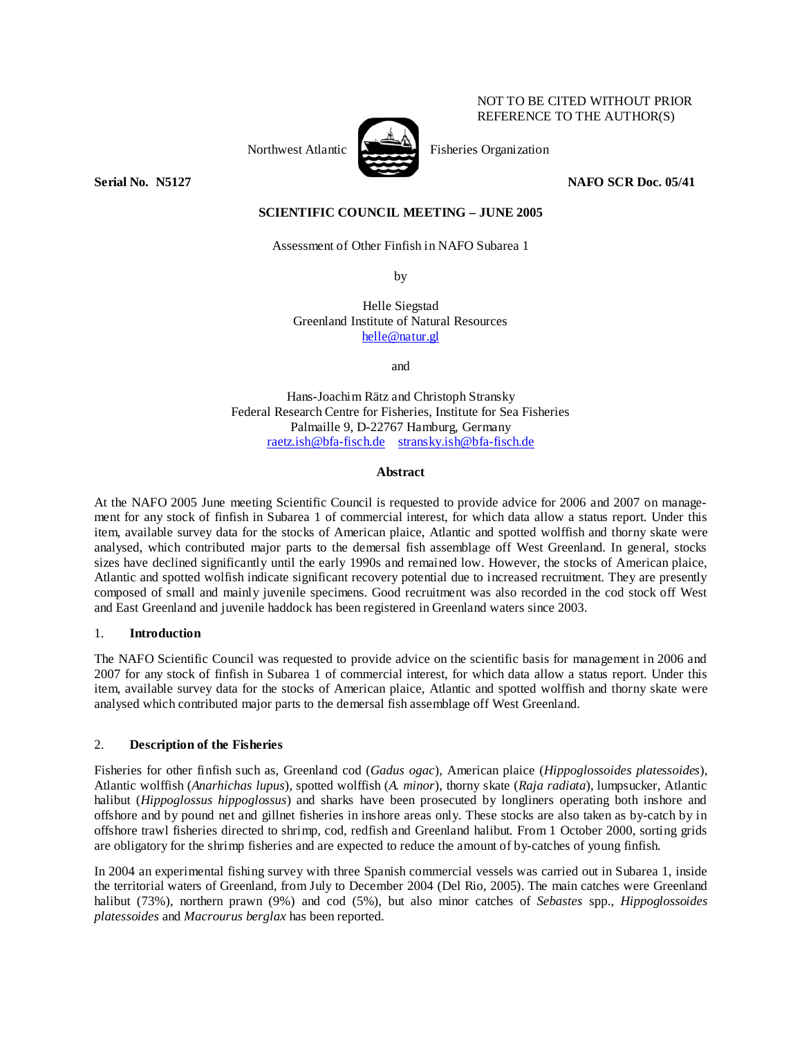NOT TO BE CITED WITHOUT PRIOR REFERENCE TO THE AUTHOR(S)

Northwest Atlantic Fisheries Organization

**Serial No. N5127** **NAFO SCR Doc. 05/41**

**SCIENTIFIC COUNCIL MEETING – JUNE 2005**

Assessment of Other Finfish in NAFO Subarea 1

by

Helle Siegstad
Greenland Institute of Natural Resources
helle@natur.gl

and

Hans-Joachim Rätz and Christoph Stransky
Federal Research Centre for Fisheries, Institute for Sea Fisheries
Palmaille 9, D-22767 Hamburg, Germany
raetz.ish@bfa-fisch.de stransky.ish@bfa-fisch.de

**Abstract**

At the NAFO 2005 June meeting Scientific Council is requested to provide advice for 2006 and 2007 on management for any stock of finfish in Subarea 1 of commercial interest, for which data allow a status report. Under this item, available survey data for the stocks of American plaice, Atlantic and spotted wolffish and thorny skate were analysed, which contributed major parts to the demersal fish assemblage off West Greenland. In general, stocks sizes have declined significantly until the early 1990s and remained low. However, the stocks of American plaice, Atlantic and spotted wolfish indicate significant recovery potential due to increased recruitment. They are presently composed of small and mainly juvenile specimens. Good recruitment was also recorded in the cod stock off West and East Greenland and juvenile haddock has been registered in Greenland waters since 2003.

## 1. **Introduction**

The NAFO Scientific Council was requested to provide advice on the scientific basis for management in 2006 and 2007 for any stock of finfish in Subarea 1 of commercial interest, for which data allow a status report. Under this item, available survey data for the stocks of American plaice, Atlantic and spotted wolffish and thorny skate were analysed which contributed major parts to the demersal fish assemblage off West Greenland.

## 2. **Description of the Fisheries**

Fisheries for other finfish such as, Greenland cod (*Gadus ogac*), American plaice (*Hippoglossoides platessoides*), Atlantic wolffish (*Anarhichas lupus*), spotted wolffish (*A. minor*), thorny skate (*Raja radiata*), lumpsucker, Atlantic halibut (*Hippoglossus hippoglossus*) and sharks have been prosecuted by longliners operating both inshore and offshore and by pound net and gillnet fisheries in inshore areas only. These stocks are also taken as by-catch by in offshore trawl fisheries directed to shrimp, cod, redfish and Greenland halibut. From 1 October 2000, sorting grids are obligatory for the shrimp fisheries and are expected to reduce the amount of by-catches of young finfish.

In 2004 an experimental fishing survey with three Spanish commercial vessels was carried out in Subarea 1, inside the territorial waters of Greenland, from July to December 2004 (Del Rio, 2005). The main catches were Greenland halibut (73%), northern prawn (9%) and cod (5%), but also minor catches of *Sebastes* spp., *Hippoglossoides platessoides* and *Macrourus berglax* has been reported.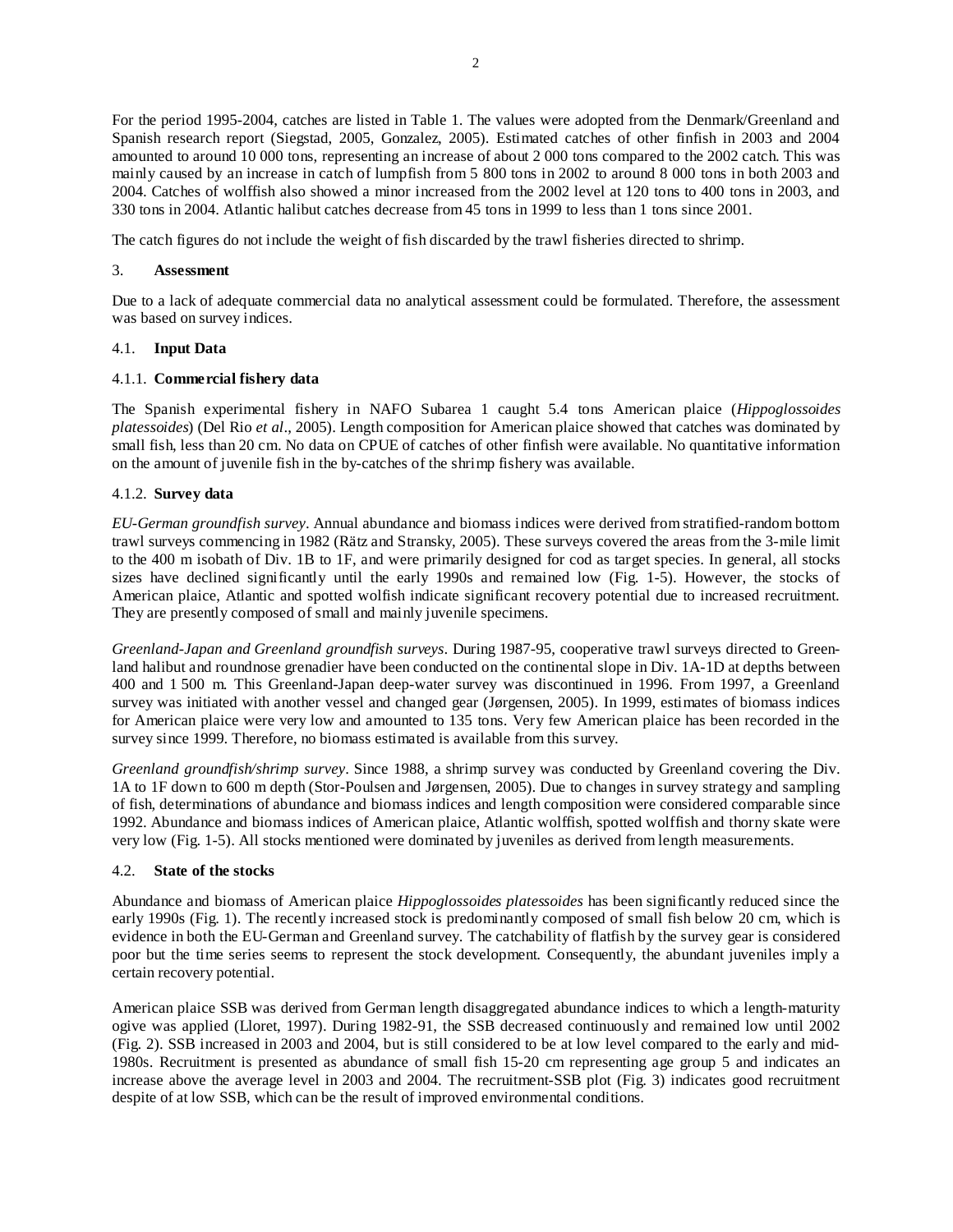For the period 1995-2004, catches are listed in Table 1. The values were adopted from the Denmark/Greenland and Spanish research report (Siegstad, 2005, Gonzalez, 2005). Estimated catches of other finfish in 2003 and 2004 amounted to around 10 000 tons, representing an increase of about 2 000 tons compared to the 2002 catch. This was mainly caused by an increase in catch of lumpfish from 5 800 tons in 2002 to around 8 000 tons in both 2003 and 2004. Catches of wolffish also showed a minor increased from the 2002 level at 120 tons to 400 tons in 2003, and 330 tons in 2004. Atlantic halibut catches decrease from 45 tons in 1999 to less than 1 tons since 2001.

The catch figures do not include the weight of fish discarded by the trawl fisheries directed to shrimp.

## 3. **Assessment**

Due to a lack of adequate commercial data no analytical assessment could be formulated. Therefore, the assessment was based on survey indices.

## 4.1. **Input Data**

### 4.1.1. **Commercial fishery data**

The Spanish experimental fishery in NAFO Subarea 1 caught 5.4 tons American plaice (*Hippoglossoides platessoides*) (Del Rio *et al*., 2005). Length composition for American plaice showed that catches was dominated by small fish, less than 20 cm. No data on CPUE of catches of other finfish were available. No quantitative information on the amount of juvenile fish in the by-catches of the shrimp fishery was available.

### 4.1.2. **Survey data**

*EU-German groundfish survey*. Annual abundance and biomass indices were derived from stratified-random bottom trawl surveys commencing in 1982 (Rätz and Stransky, 2005). These surveys covered the areas from the 3-mile limit to the 400 m isobath of Div. 1B to 1F, and were primarily designed for cod as target species. In general, all stocks sizes have declined significantly until the early 1990s and remained low (Fig. 1-5). However, the stocks of American plaice, Atlantic and spotted wolfish indicate significant recovery potential due to increased recruitment. They are presently composed of small and mainly juvenile specimens.

*Greenland-Japan and Greenland groundfish surveys*. During 1987-95, cooperative trawl surveys directed to Greenland halibut and roundnose grenadier have been conducted on the continental slope in Div. 1A-1D at depths between 400 and 1 500 m. This Greenland-Japan deep-water survey was discontinued in 1996. From 1997, a Greenland survey was initiated with another vessel and changed gear (Jørgensen, 2005). In 1999, estimates of biomass indices for American plaice were very low and amounted to 135 tons. Very few American plaice has been recorded in the survey since 1999. Therefore, no biomass estimated is available from this survey.

*Greenland groundfish/shrimp survey*. Since 1988, a shrimp survey was conducted by Greenland covering the Div. 1A to 1F down to 600 m depth (Stor-Poulsen and Jørgensen, 2005). Due to changes in survey strategy and sampling of fish, determinations of abundance and biomass indices and length composition were considered comparable since 1992. Abundance and biomass indices of American plaice, Atlantic wolffish, spotted wolffish and thorny skate were very low (Fig. 1-5). All stocks mentioned were dominated by juveniles as derived from length measurements.

## 4.2. **State of the stocks**

Abundance and biomass of American plaice *Hippoglossoides platessoides* has been significantly reduced since the early 1990s (Fig. 1). The recently increased stock is predominantly composed of small fish below 20 cm, which is evidence in both the EU-German and Greenland survey. The catchability of flatfish by the survey gear is considered poor but the time series seems to represent the stock development. Consequently, the abundant juveniles imply a certain recovery potential.

American plaice SSB was derived from German length disaggregated abundance indices to which a length-maturity ogive was applied (Lloret, 1997). During 1982-91, the SSB decreased continuously and remained low until 2002 (Fig. 2). SSB increased in 2003 and 2004, but is still considered to be at low level compared to the early and mid-1980s. Recruitment is presented as abundance of small fish 15-20 cm representing age group 5 and indicates an increase above the average level in 2003 and 2004. The recruitment-SSB plot (Fig. 3) indicates good recruitment despite of at low SSB, which can be the result of improved environmental conditions.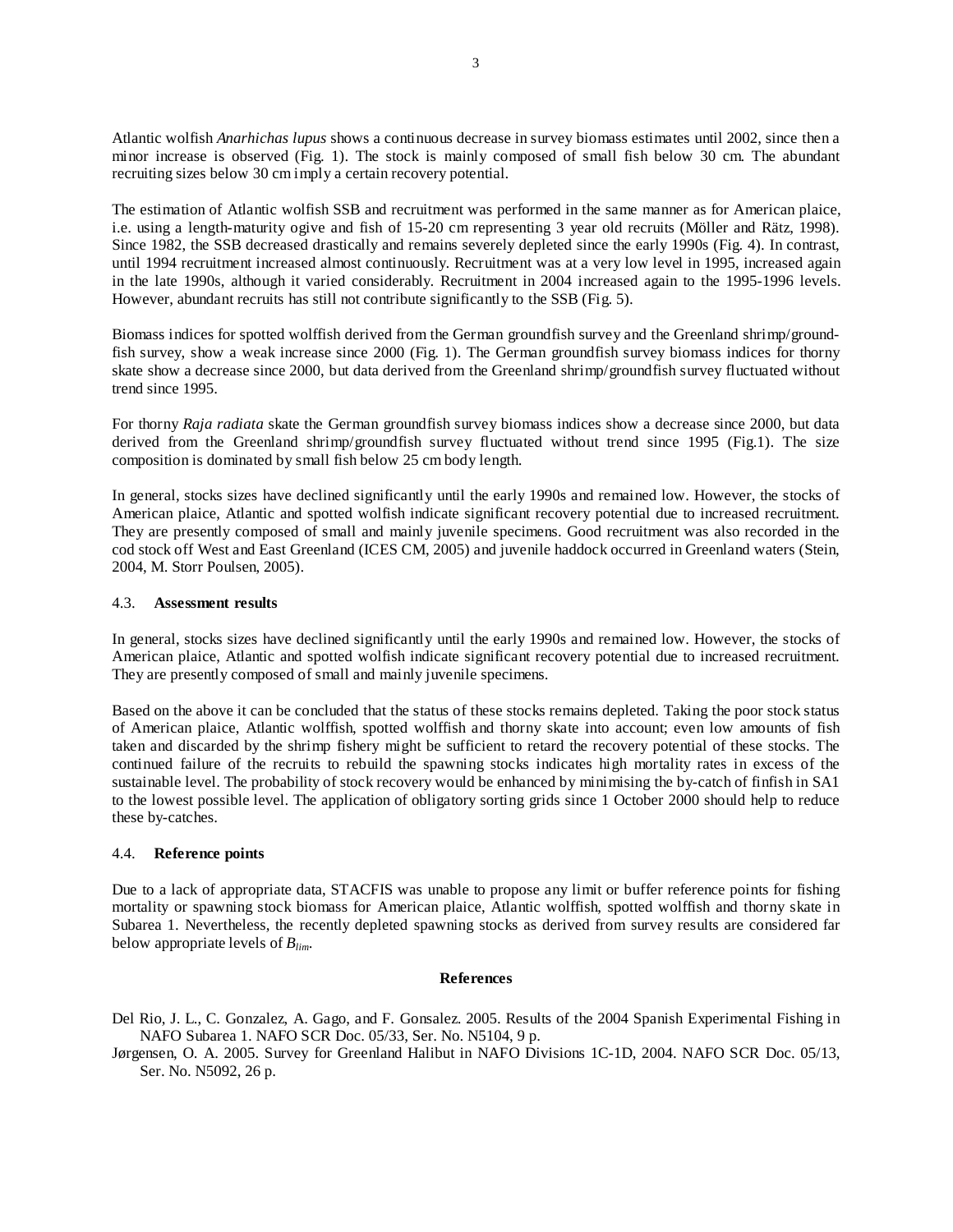Atlantic wolfish *Anarhichas lupus* shows a continuous decrease in survey biomass estimates until 2002, since then a minor increase is observed (Fig. 1). The stock is mainly composed of small fish below 30 cm. The abundant recruiting sizes below 30 cm imply a certain recovery potential.

The estimation of Atlantic wolfish SSB and recruitment was performed in the same manner as for American plaice, i.e. using a length-maturity ogive and fish of 15-20 cm representing 3 year old recruits (Möller and Rätz, 1998). Since 1982, the SSB decreased drastically and remains severely depleted since the early 1990s (Fig. 4). In contrast, until 1994 recruitment increased almost continuously. Recruitment was at a very low level in 1995, increased again in the late 1990s, although it varied considerably. Recruitment in 2004 increased again to the 1995-1996 levels. However, abundant recruits has still not contribute significantly to the SSB (Fig. 5).

Biomass indices for spotted wolffish derived from the German groundfish survey and the Greenland shrimp/groundfish survey, show a weak increase since 2000 (Fig. 1). The German groundfish survey biomass indices for thorny skate show a decrease since 2000, but data derived from the Greenland shrimp/groundfish survey fluctuated without trend since 1995.

For thorny *Raja radiata* skate the German groundfish survey biomass indices show a decrease since 2000, but data derived from the Greenland shrimp/groundfish survey fluctuated without trend since 1995 (Fig.1). The size composition is dominated by small fish below 25 cm body length.

In general, stocks sizes have declined significantly until the early 1990s and remained low. However, the stocks of American plaice, Atlantic and spotted wolfish indicate significant recovery potential due to increased recruitment. They are presently composed of small and mainly juvenile specimens. Good recruitment was also recorded in the cod stock off West and East Greenland (ICES CM, 2005) and juvenile haddock occurred in Greenland waters (Stein, 2004, M. Storr Poulsen, 2005).

## 4.3. **Assessment results**

In general, stocks sizes have declined significantly until the early 1990s and remained low. However, the stocks of American plaice, Atlantic and spotted wolfish indicate significant recovery potential due to increased recruitment. They are presently composed of small and mainly juvenile specimens.

Based on the above it can be concluded that the status of these stocks remains depleted. Taking the poor stock status of American plaice, Atlantic wolffish, spotted wolffish and thorny skate into account; even low amounts of fish taken and discarded by the shrimp fishery might be sufficient to retard the recovery potential of these stocks. The continued failure of the recruits to rebuild the spawning stocks indicates high mortality rates in excess of the sustainable level. The probability of stock recovery would be enhanced by minimising the by-catch of finfish in SA1 to the lowest possible level. The application of obligatory sorting grids since 1 October 2000 should help to reduce these by-catches.

## 4.4. **Reference points**

Due to a lack of appropriate data, STACFIS was unable to propose any limit or buffer reference points for fishing mortality or spawning stock biomass for American plaice, Atlantic wolffish, spotted wolffish and thorny skate in Subarea 1. Nevertheless, the recently depleted spawning stocks as derived from survey results are considered far below appropriate levels of $B_{lim}$.

## References

Del Rio, J. L., C. Gonzalez, A. Gago, and F. Gonsalez. 2005. Results of the 2004 Spanish Experimental Fishing in NAFO Subarea 1. NAFO SCR Doc. 05/33, Ser. No. N5104, 9 p.

Jørgensen, O. A. 2005. Survey for Greenland Halibut in NAFO Divisions 1C-1D, 2004. NAFO SCR Doc. 05/13, Ser. No. N5092, 26 p.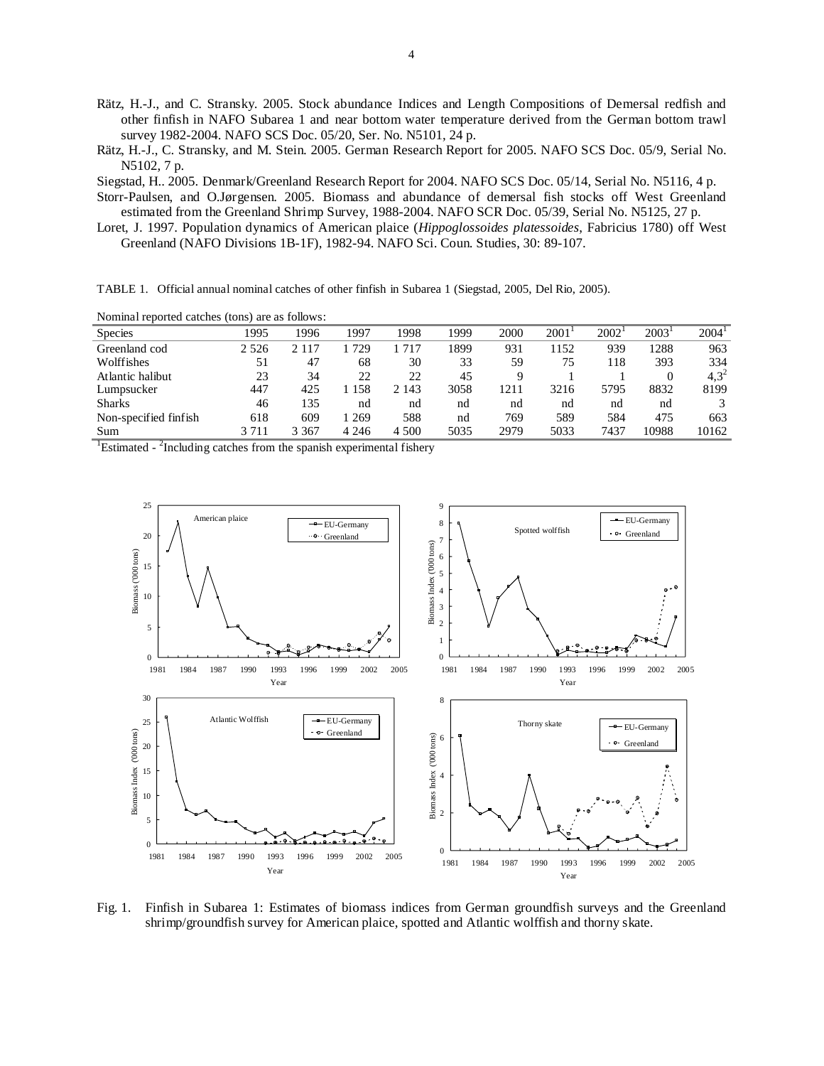Rätz, H.-J., and C. Stransky. 2005. Stock abundance Indices and Length Compositions of Demersal redfish and other finfish in NAFO Subarea 1 and near bottom water temperature derived from the German bottom trawl survey 1982-2004. NAFO SCS Doc. 05/20, Ser. No. N5101, 24 p.

Rätz, H.-J., C. Stransky, and M. Stein. 2005. German Research Report for 2005. NAFO SCS Doc. 05/9, Serial No. N5102, 7 p.

Siegstad, H.. 2005. Denmark/Greenland Research Report for 2004. NAFO SCS Doc. 05/14, Serial No. N5116, 4 p.

Storr-Paulsen, and O.Jørgensen. 2005. Biomass and abundance of demersal fish stocks off West Greenland estimated from the Greenland Shrimp Survey, 1988-2004. NAFO SCR Doc. 05/39, Serial No. N5125, 27 p.

Loret, J. 1997. Population dynamics of American plaice (*Hippoglossoides platessoides*, Fabricius 1780) off West Greenland (NAFO Divisions 1B-1F), 1982-94. NAFO Sci. Coun. Studies, 30: 89-107.

TABLE 1. Official annual nominal catches of other finfish in Subarea 1 (Siegstad, 2005, Del Rio, 2005).

Nominal reported catches (tons) are as follows:

| Species | 1995 | 1996 | 1997 | 1998 | 1999 | 2000 | 2001[1] | 2002[1] | 2003[1] | 2004[1] |
|---|---|---|---|---|---|---|---|---|---|---|
| Greenland cod | 2 526 | 2 117 | 1 729 | 1 717 | 1899 | 931 | 1152 | 939 | 1288 | 963 |
| Wolffishes | 51 | 47 | 68 | 30 | 33 | 59 | 75 | 118 | 393 | 334 |
| Atlantic halibut | 23 | 34 | 22 | 22 | 45 | 9 | 1 | 1 | 0 | 4,3[2] |
| Lumpsucker | 447 | 425 | 1 158 | 2 143 | 3058 | 1211 | 3216 | 5795 | 8832 | 8199 |
| Sharks | 46 | 135 | nd | nd | nd | nd | nd | nd | nd | 3 |
| Non-specified finfish | 618 | 609 | 1 269 | 588 | nd | 769 | 589 | 584 | 475 | 663 |
| Sum | 3 711 | 3 367 | 4 246 | 4 500 | 5035 | 2979 | 5033 | 7437 | 10988 | 10162 |

[1]Estimated - [2]Including catches from the spanish experimental fishery

Fig. 1. Finfish in Subarea 1: Estimates of biomass indices from German groundfish surveys and the Greenland shrimp/groundfish survey for American plaice, spotted and Atlantic wolffish and thorny skate.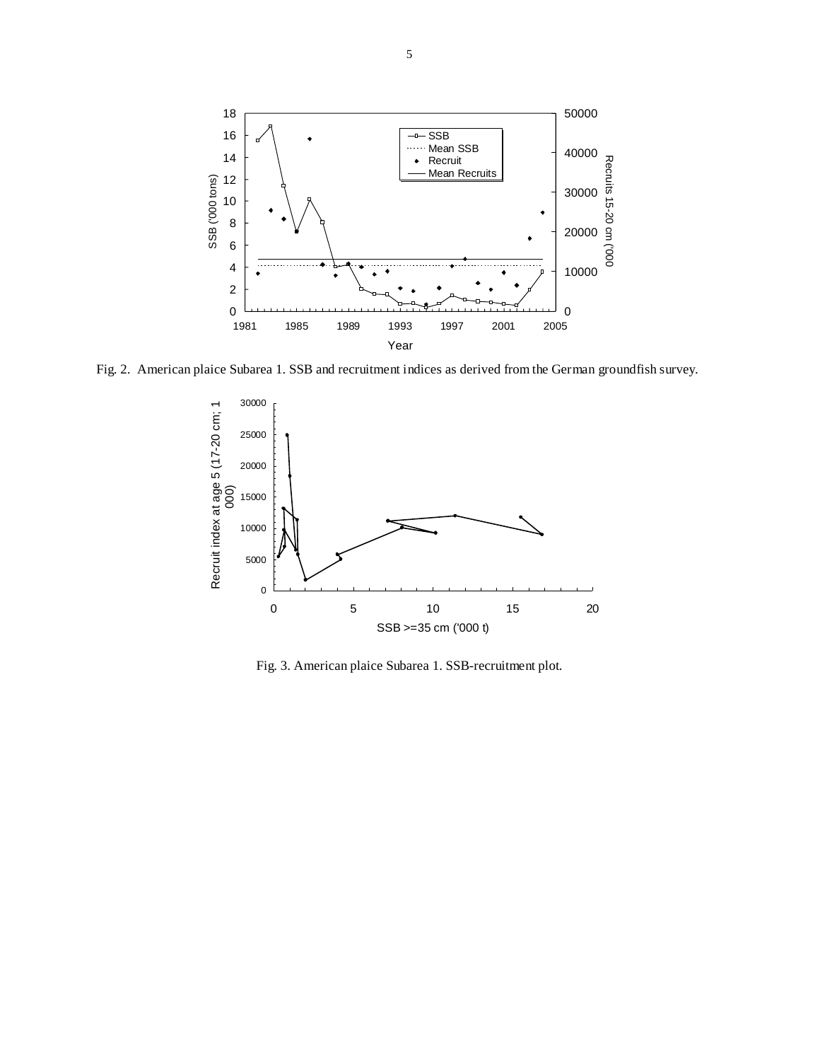Fig. 2. American plaice Subarea 1. SSB and recruitment indices as derived from the German groundfish survey.

Fig. 3. American plaice Subarea 1. SSB-recruitment plot.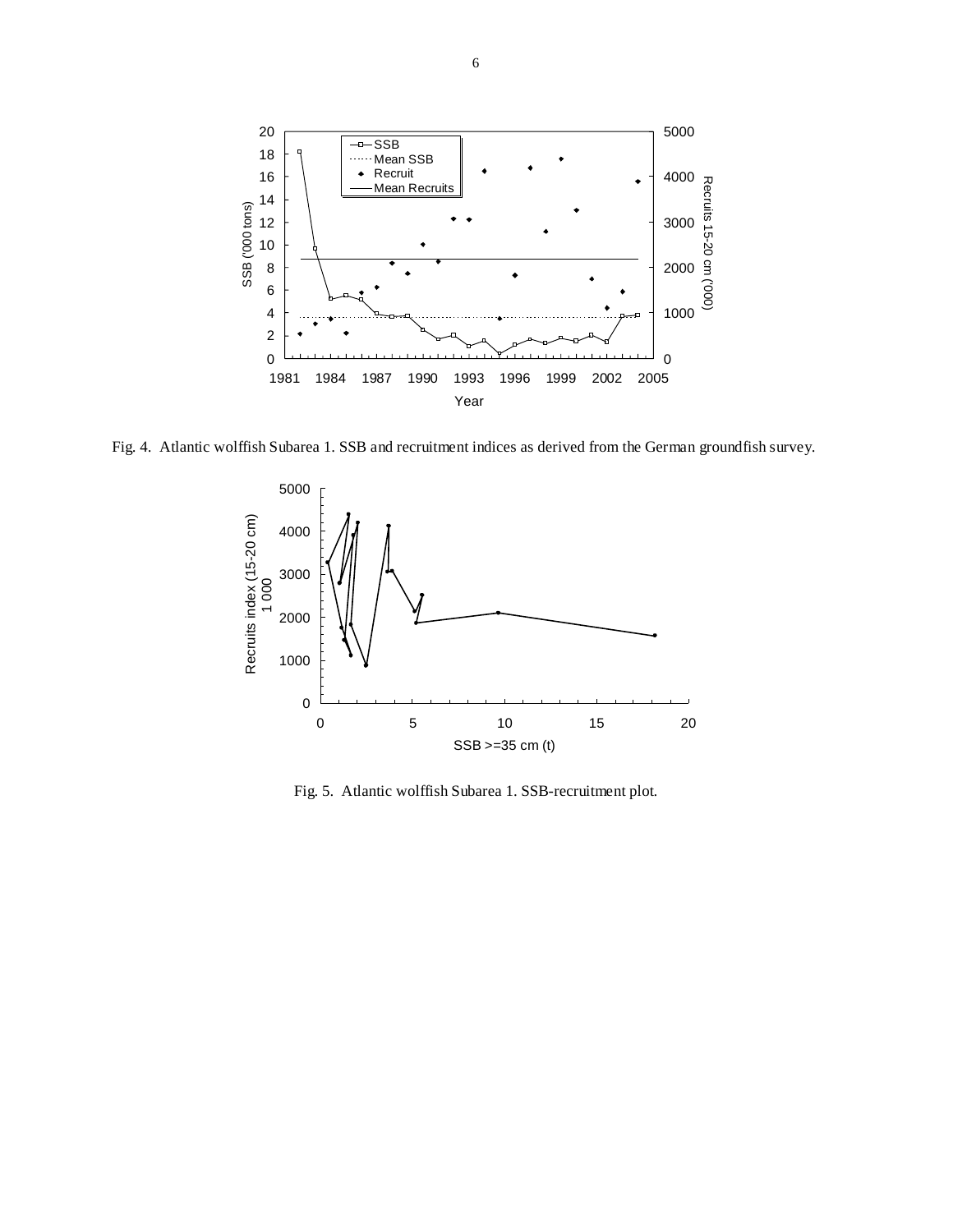20
18
16
14
12
10
8
6
4
2
0

SSB ('000 tons)

SSB
Mean SSB
Recruit
Mean Recruits

5000
4000
3000
2000
1000
0

Recruits 15-20 cm ('000)

1981 1984 1987 1990 1993 1996 1999 2002 2005

Year

Fig. 4. Atlantic wolffish Subarea 1. SSB and recruitment indices as derived from the German groundfish survey.

5000
4000
3000
2000
1000
0

Recruits index (15-20 cm)
1 000

0 5 10 15 20

SSB >=35 cm (t)

Fig. 5. Atlantic wolffish Subarea 1. SSB-recruitment plot.